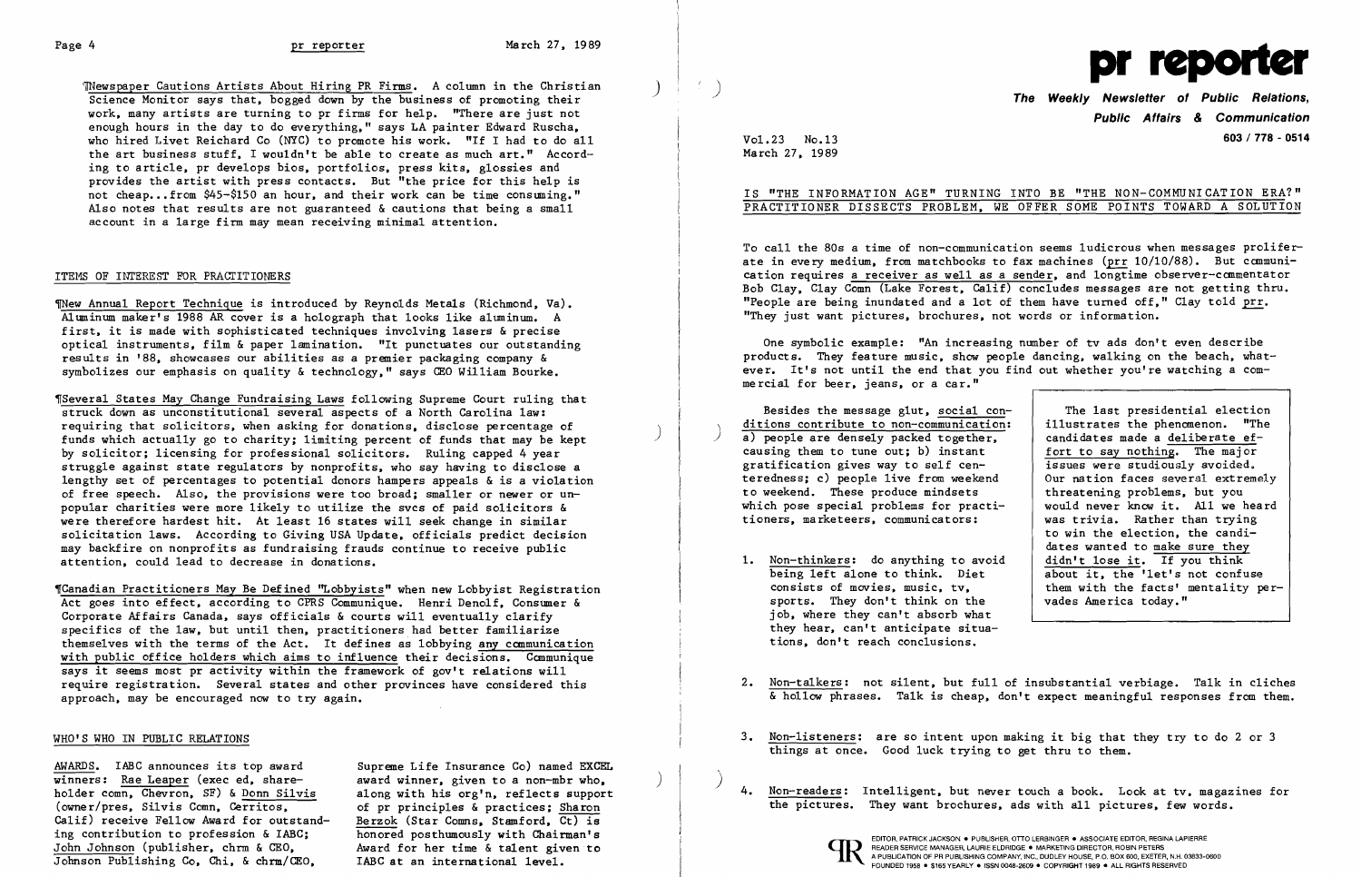¶Newspaper Cautions Artists About Hiring PR Firms. A column in the Christian Science Monitor says that, bogged down by the business of promoting their work, many artists are turning to pr firms for help. "There are just not enough hours in the day to do everything," says LA painter Edward Ruscha, who hired Livet Reichard Co (NYC) to promote his work. "If I had to do all the art business stuff, I wouldn't be able to create as much art." According to article, pr develops bios, portfolios, press kits, glossies and provides the artist with press contacts. But "the price for this help is not cheap...from $45-$150 an hour, and their work can be time consuming." Also notes that results are not guaranteed & cautions that being a small account in a large firm may mean receiving minimal attention.

## ITEMS OF INTEREST FOR PRACTITIONERS

¶New Annual Report Technique is introduced by Reynolds Metals (Richmond, Va). Aluminum maker's 1988 AR cover is a holograph that looks like aluminum. A first, it is made with sophisticated techniques involving lasers & precise optical instruments, film & paper lamination. "It punctuates our outstanding results in '88, showcases our abilities as a premier packaging company & symbolizes our emphasis on quality & technology," says CEO William Bourke.

¶Several States May Change Fundraising Laws following Supreme Court ruling that struck down as unconstitutional several aspects of a North Carolina law: requiring that solicitors, when asking for donations, disclose percentage of funds which actually go to charity; limiting percent of funds that may be kept by solicitor; licensing for professional solicitors. Ruling capped 4 year struggle against state regulators by nonprofits, who say having to disclose a lengthy set of percentages to potential donors hampers appeals & is a violation of free speech. Also, the provisions were too broad; smaller or newer or unpopular charities were more likely to utilize the svcs of paid solicitors & were therefore hardest hit. At least 16 states will seek change in similar solicitation laws. According to Giving USA Update, officials predict decision may backfire on nonprofits as fundraising frauds continue to receive public attention, could lead to decrease in donations.

¶Canadian Practitioners May Be Defined "Lobbyists" when new Lobbyist Registration Act goes into effect, according to CPRS Communique. Henri Denolf, Consumer & Corporate Affairs Canada, says officials & courts will eventually clarify specifics of the law, but until then, practitioners had better familiarize themselves with the terms of the Act. It defines as lobbying any communication with public office holders which aims to influence their decisions. Communique says it seems most pr activity within the framework of gov't relations will require registration. Several states and other provinces have considered this approach, may be encouraged now to try again.

## WHO'S WHO IN PUBLIC RELATIONS

AWARDS. IABC announces its top award winners: Rae Leaper (exec ed, shareholder comn, Chevron, SF) & Donn Silvis (owner/pres, Silvis Comn, Cerritos, Calif) receive Fellow Award for outstanding contribution to profession & IABC; John Johnson (publisher, chrm & CEO, Johnson Publishing Co, Chi, & chrm/CEO, Supreme Life Insurance Co) named EXCEL award winner, given to a non-mbr who, along with his org'n, reflects support of pr principles & practices; Sharon Berzok (Star Comns, Stamford, Ct) is honored posthumously with Chairman's Award for her time & talent given to IABC at an international level.

# pr reporter

**The Weekly Newsletter of Public Relations, Public Affairs & Communication**

**603 / 778 - 0514**

Vol.23 No.13
March 27, 1989

## IS "THE INFORMATION AGE" TURNING INTO BE "THE NON-COMMUNICATION ERA?" PRACTITIONER DISSECTS PROBLEM, WE OFFER SOME POINTS TOWARD A SOLUTION

To call the 80s a time of non-communication seems ludicrous when messages proliferate in every medium, from matchbooks to fax machines (prr 10/10/88). But communication requires a receiver as well as a sender, and longtime observer-commentator Bob Clay, Clay Comn (Lake Forest, Calif) concludes messages are not getting thru. "People are being inundated and a lot of them have turned off," Clay told prr. "They just want pictures, brochures, not words or information.

One symbolic example: "An increasing number of tv ads don't even describe products. They feature music, show people dancing, walking on the beach, whatever. It's not until the end that you find out whether you're watching a commercial for beer, jeans, or a car."

Besides the message glut, social conditions contribute to non-communication: a) people are densely packed together, causing them to tune out; b) instant gratification gives way to self centeredness; c) people live from weekend to weekend. These produce mindsets which pose special problems for practitioners, marketeers, communicators:

> The last presidential election illustrates the phenomenon. "The candidates made a deliberate effort to say nothing. The major issues were studiously avoided. Our nation faces several extremely threatening problems, but you would never know it. All we heard was trivia. Rather than trying to win the election, the candidates wanted to make sure they didn't lose it. If you think about it, the 'let's not confuse them with the facts' mentality pervades America today."

1. Non-thinkers: do anything to avoid being left alone to think. Diet consists of movies, music, tv, sports. They don't think on the job, where they can't absorb what they hear, can't anticipate situations, don't reach conclusions.

2. Non-talkers: not silent, but full of insubstantial verbiage. Talk in cliches & hollow phrases. Talk is cheap, don't expect meaningful responses from them.

3. Non-listeners: are so intent upon making it big that they try to do 2 or 3 things at once. Good luck trying to get thru to them.

4. Non-readers: Intelligent, but never touch a book. Look at tv, magazines for the pictures. They want brochures, ads with all pictures, few words.

EDITOR, PATRICK JACKSON • PUBLISHER, OTTO LERBINGER • ASSOCIATE EDITOR, REGINA LAPIERRE
READER SERVICE MANAGER, LAURIE ELDRIDGE • MARKETING DIRECTOR, ROBIN PETERS
A PUBLICATION OF PR PUBLISHING COMPANY, INC., DUDLEY HOUSE, P.O. BOX 600, EXETER, N.H. 03833-0600
FOUNDED 1958 • $165 YEARLY • ISSN 0048-2609 • COPYRIGHT 1989 • ALL RIGHTS RESERVED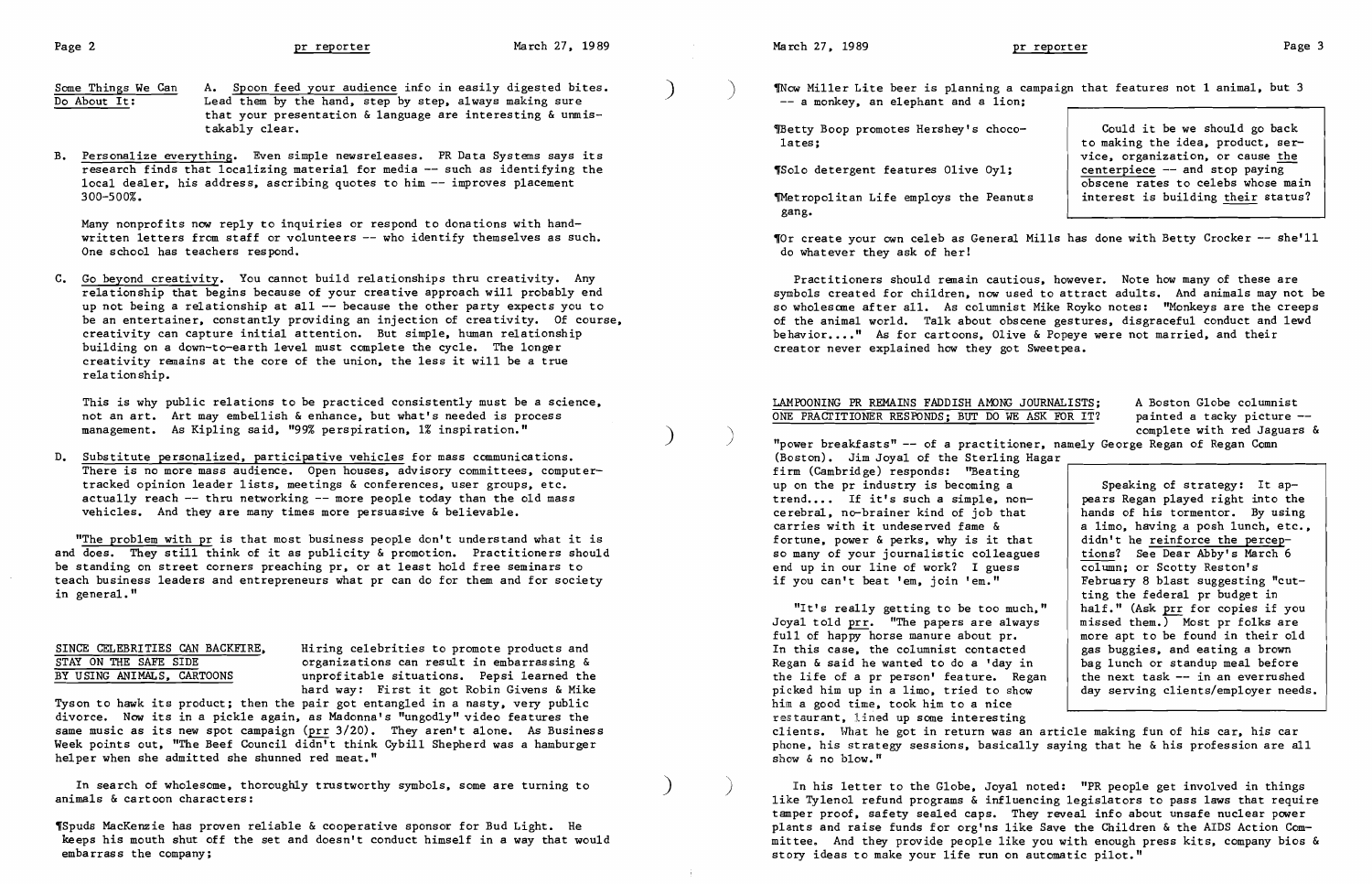**Some Things We Can Do About It:**

A. Spoon feed your audience info in easily digested bites. Lead them by the hand, step by step, always making sure that your presentation & language are interesting & unmistakably clear.

B. Personalize everything. Even simple newsreleases. PR Data Systems says its research finds that localizing material for media -- such as identifying the local dealer, his address, ascribing quotes to him -- improves placement 300-500%.

Many nonprofits now reply to inquiries or respond to donations with handwritten letters from staff or volunteers -- who identify themselves as such. One school has teachers respond.

C. Go beyond creativity. You cannot build relationships thru creativity. Any relationship that begins because of your creative approach will probably end up not being a relationship at all -- because the other party expects you to be an entertainer, constantly providing an injection of creativity. Of course, creativity can capture initial attention. But simple, human relationship building on a down-to-earth level must complete the cycle. The longer creativity remains at the core of the union, the less it will be a true relationship.

This is why public relations to be practiced consistently must be a science, not an art. Art may embellish & enhance, but what's needed is process management. As Kipling said, "99% perspiration, 1% inspiration."

D. Substitute personalized, participative vehicles for mass communications. There is no more mass audience. Open houses, advisory committees, computer-tracked opinion leader lists, meetings & conferences, user groups, etc. actually reach -- thru networking -- more people today than the old mass vehicles. And they are many times more persuasive & believable.

"The problem with pr is that most business people don't understand what it is and does. They still think of it as publicity & promotion. Practitioners should be standing on street corners preaching pr, or at least hold free seminars to teach business leaders and entrepreneurs what pr can do for them and for society in general."

## SINCE CELEBRITIES CAN BACKFIRE, STAY ON THE SAFE SIDE BY USING ANIMALS, CARTOONS

Hiring celebrities to promote products and organizations can result in embarrassing & unprofitable situations. Pepsi learned the hard way: First it got Robin Givens & Mike Tyson to hawk its product; then the pair got entangled in a nasty, very public divorce. Now its in a pickle again, as Madonna's "ungodly" video features the same music as its new spot campaign (prr 3/20). They aren't alone. As Business Week points out, "The Beef Council didn't think Cybill Shepherd was a hamburger helper when she admitted she shunned red meat."

In search of wholesome, thoroughly trustworthy symbols, some are turning to animals & cartoon characters:

¶Spuds MacKenzie has proven reliable & cooperative sponsor for Bud Light. He keeps his mouth shut off the set and doesn't conduct himself in a way that would embarrass the company;

¶Now Miller Lite beer is planning a campaign that features not 1 animal, but 3 -- a monkey, an elephant and a lion;

¶Betty Boop promotes Hershey's chocolates;

¶Solo detergent features Olive Oyl;

¶Metropolitan Life employs the Peanuts gang.

¶Or create your own celeb as General Mills has done with Betty Crocker -- she'll do whatever they ask of her!

> Could it be we should go back to making the idea, product, service, organization, or cause the centerpiece -- and stop paying obscene rates to celebs whose main interest is building their status?

Practitioners should remain cautious, however. Note how many of these are symbols created for children, now used to attract adults. And animals may not be so wholesome after all. As columnist Mike Royko notes: "Monkeys are the creeps of the animal world. Talk about obscene gestures, disgraceful conduct and lewd behavior...." As for cartoons, Olive & Popeye were not married, and their creator never explained how they got Sweetpea.

## LAMPOONING PR REMAINS FADDISH AMONG JOURNALISTS; ONE PRACTITIONER RESPONDS; BUT DO WE ASK FOR IT?

A Boston Globe columnist painted a tacky picture -- complete with red Jaguars & "power breakfasts" -- of a practitioner, namely George Regan of Regan Comn (Boston). Jim Joyal of the Sterling Hagar firm (Cambridge) responds: "Beating up on the pr industry is becoming a trend.... If it's such a simple, non-cerebral, no-brainer kind of job that carries with it undeserved fame & fortune, power & perks, why is it that so many of your journalistic colleagues end up in our line of work? I guess if you can't beat 'em, join 'em."

"It's really getting to be too much," Joyal told prr. "The papers are always full of happy horse manure about pr. In this case, the columnist contacted Regan & said he wanted to do a 'day in the life of a pr person' feature. Regan picked him up in a limo, tried to show him a good time, took him to a nice restaurant, lined up some interesting clients. What he got in return was an article making fun of his car, his car phone, his strategy sessions, basically saying that he & his profession are all show & no blow."

> Speaking of strategy: It appears Regan played right into the hands of his tormentor. By using a limo, having a posh lunch, etc., didn't he reinforce the perceptions? See Dear Abby's March 6 column; or Scotty Reston's February 8 blast suggesting "cutting the federal pr budget in half." (Ask prr for copies if you missed them.) Most pr folks are more apt to be found in their old gas buggies, and eating a brown bag lunch or standup meal before the next task -- in an everrushed day serving clients/employer needs.

In his letter to the Globe, Joyal noted: "PR people get involved in things like Tylenol refund programs & influencing legislators to pass laws that require tamper proof, safety sealed caps. They reveal info about unsafe nuclear power plants and raise funds for org'ns like Save the Children & the AIDS Action Committee. And they provide people like you with enough press kits, company bios & story ideas to make your life run on automatic pilot."